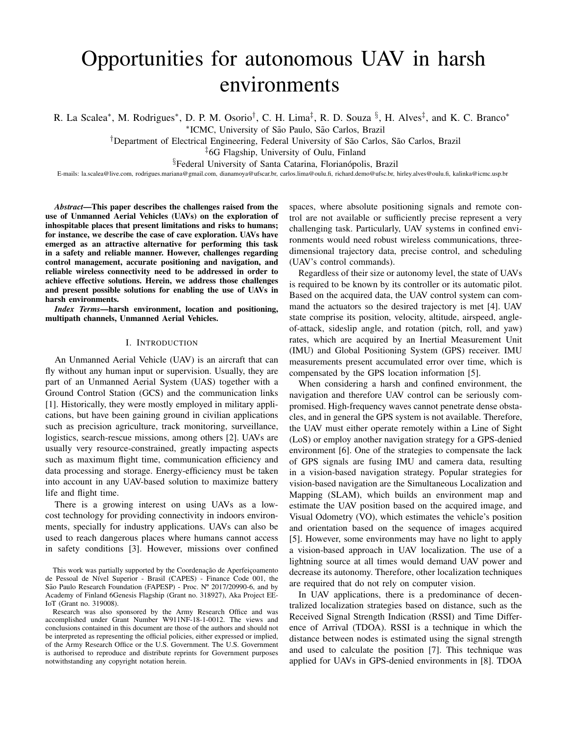# Opportunities for autonomous UAV in harsh environments

R. La Scalea*, M. Rodrigues*, D. P. M. Osorio†, C. H. Lima‡, R. D. Souza §, H. Alves‡, and K. C. Branco*

*ICMC, University of São Paulo, São Carlos, Brazil

†Department of Electrical Engineering, Federal University of São Carlos, São Carlos, Brazil

‡6G Flagship, University of Oulu, Finland

§Federal University of Santa Catarina, Florianópolis, Brazil

E-mails: la.scalea@live.com, rodrigues.mariana@gmail.com, dianamoya@ufscar.br, carlos.lima@oulu.fi, richard.demo@ufsc.br, hirley.alves@oulu.fi, kalinka@icmc.usp.br

***Abstract*—This paper describes the challenges raised from the use of Unmanned Aerial Vehicles (UAVs) on the exploration of inhospitable places that present limitations and risks to humans; for instance, we describe the case of cave exploration. UAVs have emerged as an attractive alternative for performing this task in a safety and reliable manner. However, challenges regarding control management, accurate positioning and navigation, and reliable wireless connectivity need to be addressed in order to achieve effective solutions. Herein, we address those challenges and present possible solutions for enabling the use of UAVs in harsh environments.**

***Index Terms*—harsh environment, location and positioning, multipath channels, Unmanned Aerial Vehicles.**

## I. Introduction

An Unmanned Aerial Vehicle (UAV) is an aircraft that can fly without any human input or supervision. Usually, they are part of an Unmanned Aerial System (UAS) together with a Ground Control Station (GCS) and the communication links [1]. Historically, they were mostly employed in military applications, but have been gaining ground in civilian applications such as precision agriculture, track monitoring, surveillance, logistics, search-rescue missions, among others [2]. UAVs are usually very resource-constrained, greatly impacting aspects such as maximum flight time, communication efficiency and data processing and storage. Energy-efficiency must be taken into account in any UAV-based solution to maximize battery life and flight time.

There is a growing interest on using UAVs as a low-cost technology for providing connectivity in indoors environments, specially for industry applications. UAVs can also be used to reach dangerous places where humans cannot access in safety conditions [3]. However, missions over confined spaces, where absolute positioning signals and remote control are not available or sufficiently precise represent a very challenging task. Particularly, UAV systems in confined environments would need robust wireless communications, three-dimensional trajectory data, precise control, and scheduling (UAV's control commands).

Regardless of their size or autonomy level, the state of UAVs is required to be known by its controller or its automatic pilot. Based on the acquired data, the UAV control system can command the actuators so the desired trajectory is met [4]. UAV state comprise its position, velocity, altitude, airspeed, angle-of-attack, sideslip angle, and rotation (pitch, roll, and yaw) rates, which are acquired by an Inertial Measurement Unit (IMU) and Global Positioning System (GPS) receiver. IMU measurements present accumulated error over time, which is compensated by the GPS location information [5].

When considering a harsh and confined environment, the navigation and therefore UAV control can be seriously compromised. High-frequency waves cannot penetrate dense obstacles, and in general the GPS system is not available. Therefore, the UAV must either operate remotely within a Line of Sight (LoS) or employ another navigation strategy for a GPS-denied environment [6]. One of the strategies to compensate the lack of GPS signals are fusing IMU and camera data, resulting in a vision-based navigation strategy. Popular strategies for vision-based navigation are the Simultaneous Localization and Mapping (SLAM), which builds an environment map and estimate the UAV position based on the acquired image, and Visual Odometry (VO), which estimates the vehicle's position and orientation based on the sequence of images acquired [5]. However, some environments may have no light to apply a vision-based approach in UAV localization. The use of a lightning source at all times would demand UAV power and decrease its autonomy. Therefore, other localization techniques are required that do not rely on computer vision.

In UAV applications, there is a predominance of decentralized localization strategies based on distance, such as the Received Signal Strength Indication (RSSI) and Time Difference of Arrival (TDOA). RSSI is a technique in which the distance between nodes is estimated using the signal strength and used to calculate the position [7]. This technique was applied for UAVs in GPS-denied environments in [8]. TDOA

This work was partially supported by the Coordenação de Aperfeiçoamento de Pessoal de Nível Superior - Brasil (CAPES) - Finance Code 001, the São Paulo Research Foundation (FAPESP) - Proc. Nº 2017/20990-6, and by Academy of Finland 6Genesis Flagship (Grant no. 318927), Aka Project EE-IoT (Grant no. 319008).

Research was also sponsored by the Army Research Office and was accomplished under Grant Number W911NF-18-1-0012. The views and conclusions contained in this document are those of the authors and should not be interpreted as representing the official policies, either expressed or implied, of the Army Research Office or the U.S. Government. The U.S. Government is authorised to reproduce and distribute reprints for Government purposes notwithstanding any copyright notation herein.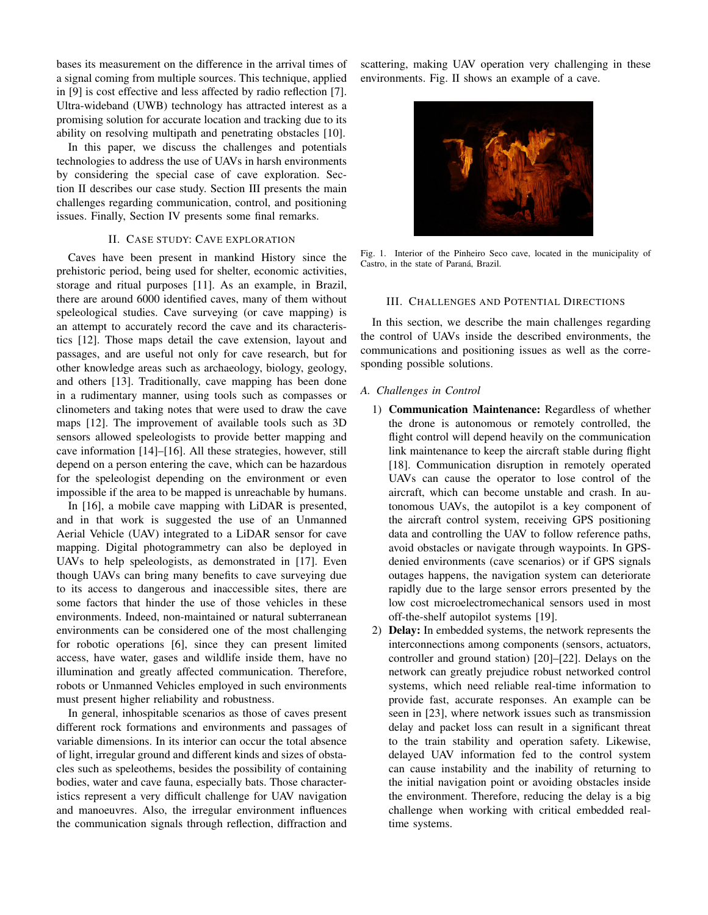bases its measurement on the difference in the arrival times of a signal coming from multiple sources. This technique, applied in [9] is cost effective and less affected by radio reflection [7]. Ultra-wideband (UWB) technology has attracted interest as a promising solution for accurate location and tracking due to its ability on resolving multipath and penetrating obstacles [10].

In this paper, we discuss the challenges and potentials technologies to address the use of UAVs in harsh environments by considering the special case of cave exploration. Section II describes our case study. Section III presents the main challenges regarding communication, control, and positioning issues. Finally, Section IV presents some final remarks.

## II. Case study: Cave exploration

Caves have been present in mankind History since the prehistoric period, being used for shelter, economic activities, storage and ritual purposes [11]. As an example, in Brazil, there are around 6000 identified caves, many of them without speleological studies. Cave surveying (or cave mapping) is an attempt to accurately record the cave and its characteristics [12]. Those maps detail the cave extension, layout and passages, and are useful not only for cave research, but for other knowledge areas such as archaeology, biology, geology, and others [13]. Traditionally, cave mapping has been done in a rudimentary manner, using tools such as compasses or clinometers and taking notes that were used to draw the cave maps [12]. The improvement of available tools such as 3D sensors allowed speleologists to provide better mapping and cave information [14]–[16]. All these strategies, however, still depend on a person entering the cave, which can be hazardous for the speleologist depending on the environment or even impossible if the area to be mapped is unreachable by humans.

In [16], a mobile cave mapping with LiDAR is presented, and in that work is suggested the use of an Unmanned Aerial Vehicle (UAV) integrated to a LiDAR sensor for cave mapping. Digital photogrammetry can also be deployed in UAVs to help speleologists, as demonstrated in [17]. Even though UAVs can bring many benefits to cave surveying due to its access to dangerous and inaccessible sites, there are some factors that hinder the use of those vehicles in these environments. Indeed, non-maintained or natural subterranean environments can be considered one of the most challenging for robotic operations [6], since they can present limited access, have water, gases and wildlife inside them, have no illumination and greatly affected communication. Therefore, robots or Unmanned Vehicles employed in such environments must present higher reliability and robustness.

In general, inhospitable scenarios as those of caves present different rock formations and environments and passages of variable dimensions. In its interior can occur the total absence of light, irregular ground and different kinds and sizes of obstacles such as speleothems, besides the possibility of containing bodies, water and cave fauna, especially bats. Those characteristics represent a very difficult challenge for UAV navigation and manoeuvres. Also, the irregular environment influences the communication signals through reflection, diffraction and scattering, making UAV operation very challenging in these environments. Fig. II shows an example of a cave.

Fig. 1. Interior of the Pinheiro Seco cave, located in the municipality of Castro, in the state of Paraná, Brazil.

## III. Challenges and Potential Directions

In this section, we describe the main challenges regarding the control of UAVs inside the described environments, the communications and positioning issues as well as the corresponding possible solutions.

### A. Challenges in Control

1) **Communication Maintenance:** Regardless of whether the drone is autonomous or remotely controlled, the flight control will depend heavily on the communication link maintenance to keep the aircraft stable during flight [18]. Communication disruption in remotely operated UAVs can cause the operator to lose control of the aircraft, which can become unstable and crash. In autonomous UAVs, the autopilot is a key component of the aircraft control system, receiving GPS positioning data and controlling the UAV to follow reference paths, avoid obstacles or navigate through waypoints. In GPS-denied environments (cave scenarios) or if GPS signals outages happens, the navigation system can deteriorate rapidly due to the large sensor errors presented by the low cost microelectromechanical sensors used in most off-the-shelf autopilot systems [19].
2) **Delay:** In embedded systems, the network represents the interconnections among components (sensors, actuators, controller and ground station) [20]–[22]. Delays on the network can greatly prejudice robust networked control systems, which need reliable real-time information to provide fast, accurate responses. An example can be seen in [23], where network issues such as transmission delay and packet loss can result in a significant threat to the train stability and operation safety. Likewise, delayed UAV information fed to the control system can cause instability and the inability of returning to the initial navigation point or avoiding obstacles inside the environment. Therefore, reducing the delay is a big challenge when working with critical embedded real-time systems.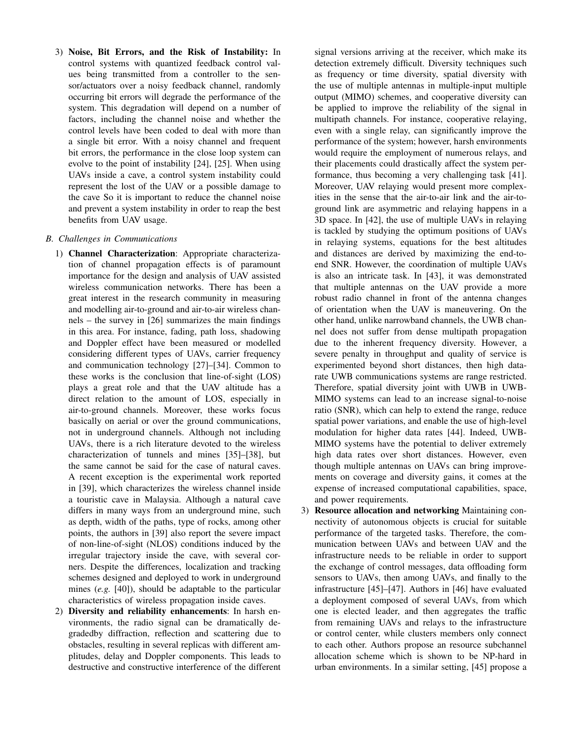3) **Noise, Bit Errors, and the Risk of Instability:** In control systems with quantized feedback control values being transmitted from a controller to the sensor/actuators over a noisy feedback channel, randomly occurring bit errors will degrade the performance of the system. This degradation will depend on a number of factors, including the channel noise and whether the control levels have been coded to deal with more than a single bit error. With a noisy channel and frequent bit errors, the performance in the close loop system can evolve to the point of instability [24], [25]. When using UAVs inside a cave, a control system instability could represent the lost of the UAV or a possible damage to the cave So it is important to reduce the channel noise and prevent a system instability in order to reap the best benefits from UAV usage.

### B. Challenges in Communications

1) **Channel Characterization**: Appropriate characterization of channel propagation effects is of paramount importance for the design and analysis of UAV assisted wireless communication networks. There has been a great interest in the research community in measuring and modelling air-to-ground and air-to-air wireless channels – the survey in [26] summarizes the main findings in this area. For instance, fading, path loss, shadowing and Doppler effect have been measured or modelled considering different types of UAVs, carrier frequency and communication technology [27]–[34]. Common to these works is the conclusion that line-of-sight (LOS) plays a great role and that the UAV altitude has a direct relation to the amount of LOS, especially in air-to-ground channels. Moreover, these works focus basically on aerial or over the ground communications, not in underground channels. Although not including UAVs, there is a rich literature devoted to the wireless characterization of tunnels and mines [35]–[38], but the same cannot be said for the case of natural caves. A recent exception is the experimental work reported in [39], which characterizes the wireless channel inside a touristic cave in Malaysia. Although a natural cave differs in many ways from an underground mine, such as depth, width of the paths, type of rocks, among other points, the authors in [39] also report the severe impact of non-line-of-sight (NLOS) conditions induced by the irregular trajectory inside the cave, with several corners. Despite the differences, localization and tracking schemes designed and deployed to work in underground mines (*e.g.* [40]), should be adaptable to the particular characteristics of wireless propagation inside caves.
2) **Diversity and reliability enhancements**: In harsh environments, the radio signal can be dramatically degradedby diffraction, reflection and scattering due to obstacles, resulting in several replicas with different amplitudes, delay and Doppler components. This leads to destructive and constructive interference of the different signal versions arriving at the receiver, which make its detection extremely difficult. Diversity techniques such as frequency or time diversity, spatial diversity with the use of multiple antennas in multiple-input multiple output (MIMO) schemes, and cooperative diversity can be applied to improve the reliability of the signal in multipath channels. For instance, cooperative relaying, even with a single relay, can significantly improve the performance of the system; however, harsh environments would require the employment of numerous relays, and their placements could drastically affect the system performance, thus becoming a very challenging task [41]. Moreover, UAV relaying would present more complexities in the sense that the air-to-air link and the air-to-ground link are asymmetric and relaying happens in a 3D space. In [42], the use of multiple UAVs in relaying is tackled by studying the optimum positions of UAVs in relaying systems, equations for the best altitudes and distances are derived by maximizing the end-to-end SNR. However, the coordination of multiple UAVs is also an intricate task. In [43], it was demonstrated that multiple antennas on the UAV provide a more robust radio channel in front of the antenna changes of orientation when the UAV is maneuvering. On the other hand, unlike narrowband channels, the UWB channel does not suffer from dense multipath propagation due to the inherent frequency diversity. However, a severe penalty in throughput and quality of service is experimented beyond short distances, then high data-rate UWB communications systems are range restricted. Therefore, spatial diversity joint with UWB in UWB-MIMO systems can lead to an increase signal-to-noise ratio (SNR), which can help to extend the range, reduce spatial power variations, and enable the use of high-level modulation for higher data rates [44]. Indeed, UWB-MIMO systems have the potential to deliver extremely high data rates over short distances. However, even though multiple antennas on UAVs can bring improvements on coverage and diversity gains, it comes at the expense of increased computational capabilities, space, and power requirements.
3) **Resource allocation and networking** Maintaining connectivity of autonomous objects is crucial for suitable performance of the targeted tasks. Therefore, the communication between UAVs and between UAV and the infrastructure needs to be reliable in order to support the exchange of control messages, data offloading form sensors to UAVs, then among UAVs, and finally to the infrastructure [45]–[47]. Authors in [46] have evaluated a deployment composed of several UAVs, from which one is elected leader, and then aggregates the traffic from remaining UAVs and relays to the infrastructure or control center, while clusters members only connect to each other. Authors propose an resource subchannel allocation scheme which is shown to be NP-hard in urban environments. In a similar setting, [45] propose a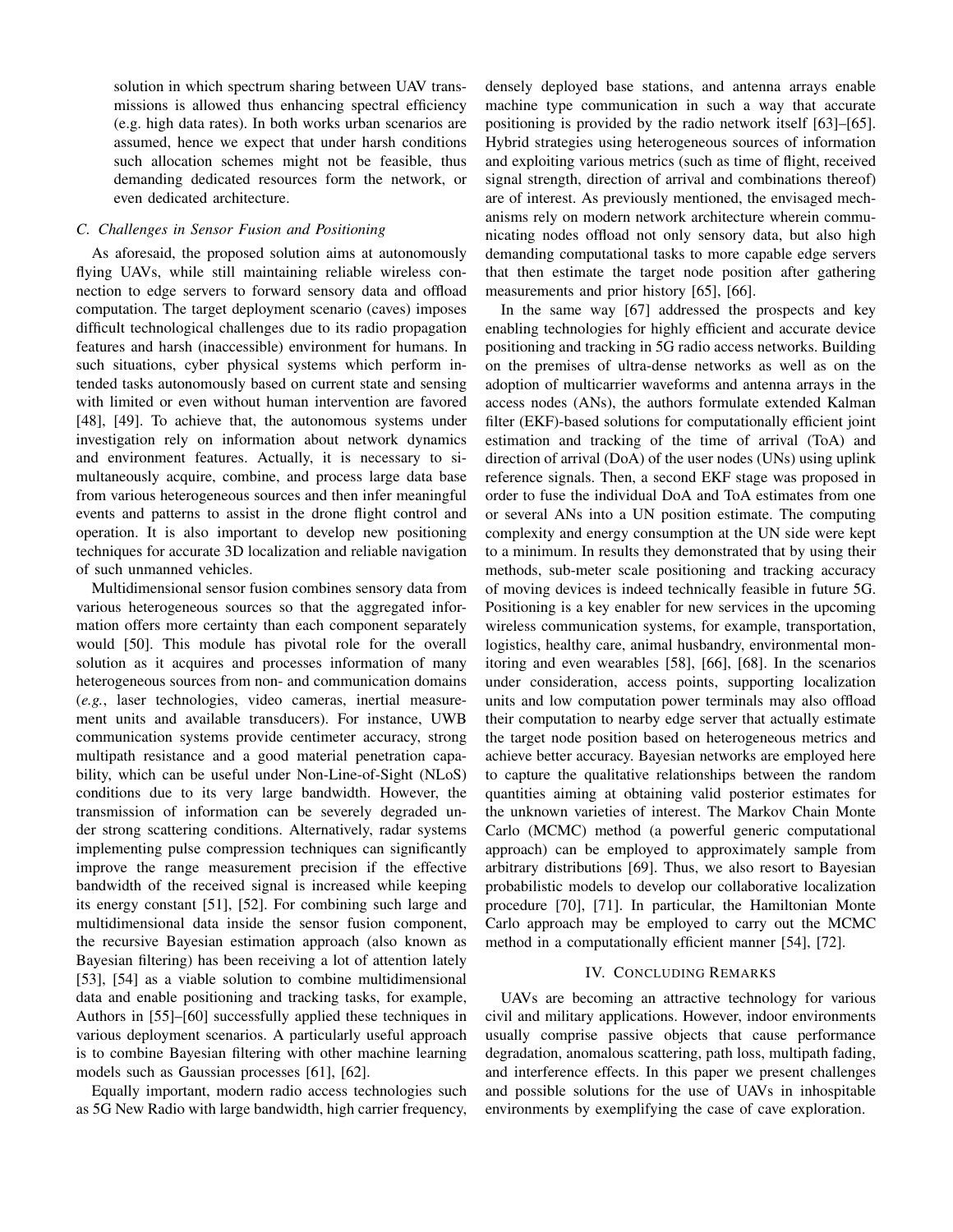solution in which spectrum sharing between UAV transmissions is allowed thus enhancing spectral efficiency (e.g. high data rates). In both works urban scenarios are assumed, hence we expect that under harsh conditions such allocation schemes might not be feasible, thus demanding dedicated resources form the network, or even dedicated architecture.

### C. Challenges in Sensor Fusion and Positioning

As aforesaid, the proposed solution aims at autonomously flying UAVs, while still maintaining reliable wireless connection to edge servers to forward sensory data and offload computation. The target deployment scenario (caves) imposes difficult technological challenges due to its radio propagation features and harsh (inaccessible) environment for humans. In such situations, cyber physical systems which perform intended tasks autonomously based on current state and sensing with limited or even without human intervention are favored [48], [49]. To achieve that, the autonomous systems under investigation rely on information about network dynamics and environment features. Actually, it is necessary to simultaneously acquire, combine, and process large data base from various heterogeneous sources and then infer meaningful events and patterns to assist in the drone flight control and operation. It is also important to develop new positioning techniques for accurate 3D localization and reliable navigation of such unmanned vehicles.

Multidimensional sensor fusion combines sensory data from various heterogeneous sources so that the aggregated information offers more certainty than each component separately would [50]. This module has pivotal role for the overall solution as it acquires and processes information of many heterogeneous sources from non- and communication domains (*e.g.*, laser technologies, video cameras, inertial measurement units and available transducers). For instance, UWB communication systems provide centimeter accuracy, strong multipath resistance and a good material penetration capability, which can be useful under Non-Line-of-Sight (NLoS) conditions due to its very large bandwidth. However, the transmission of information can be severely degraded under strong scattering conditions. Alternatively, radar systems implementing pulse compression techniques can significantly improve the range measurement precision if the effective bandwidth of the received signal is increased while keeping its energy constant [51], [52]. For combining such large and multidimensional data inside the sensor fusion component, the recursive Bayesian estimation approach (also known as Bayesian filtering) has been receiving a lot of attention lately [53], [54] as a viable solution to combine multidimensional data and enable positioning and tracking tasks, for example, Authors in [55]–[60] successfully applied these techniques in various deployment scenarios. A particularly useful approach is to combine Bayesian filtering with other machine learning models such as Gaussian processes [61], [62].

Equally important, modern radio access technologies such as 5G New Radio with large bandwidth, high carrier frequency, densely deployed base stations, and antenna arrays enable machine type communication in such a way that accurate positioning is provided by the radio network itself [63]–[65]. Hybrid strategies using heterogeneous sources of information and exploiting various metrics (such as time of flight, received signal strength, direction of arrival and combinations thereof) are of interest. As previously mentioned, the envisaged mechanisms rely on modern network architecture wherein communicating nodes offload not only sensory data, but also high demanding computational tasks to more capable edge servers that then estimate the target node position after gathering measurements and prior history [65], [66].

In the same way [67] addressed the prospects and key enabling technologies for highly efficient and accurate device positioning and tracking in 5G radio access networks. Building on the premises of ultra-dense networks as well as on the adoption of multicarrier waveforms and antenna arrays in the access nodes (ANs), the authors formulate extended Kalman filter (EKF)-based solutions for computationally efficient joint estimation and tracking of the time of arrival (ToA) and direction of arrival (DoA) of the user nodes (UNs) using uplink reference signals. Then, a second EKF stage was proposed in order to fuse the individual DoA and ToA estimates from one or several ANs into a UN position estimate. The computing complexity and energy consumption at the UN side were kept to a minimum. In results they demonstrated that by using their methods, sub-meter scale positioning and tracking accuracy of moving devices is indeed technically feasible in future 5G. Positioning is a key enabler for new services in the upcoming wireless communication systems, for example, transportation, logistics, healthy care, animal husbandry, environmental monitoring and even wearables [58], [66], [68]. In the scenarios under consideration, access points, supporting localization units and low computation power terminals may also offload their computation to nearby edge server that actually estimate the target node position based on heterogeneous metrics and achieve better accuracy. Bayesian networks are employed here to capture the qualitative relationships between the random quantities aiming at obtaining valid posterior estimates for the unknown varieties of interest. The Markov Chain Monte Carlo (MCMC) method (a powerful generic computational approach) can be employed to approximately sample from arbitrary distributions [69]. Thus, we also resort to Bayesian probabilistic models to develop our collaborative localization procedure [70], [71]. In particular, the Hamiltonian Monte Carlo approach may be employed to carry out the MCMC method in a computationally efficient manner [54], [72].

## IV. Concluding Remarks

UAVs are becoming an attractive technology for various civil and military applications. However, indoor environments usually comprise passive objects that cause performance degradation, anomalous scattering, path loss, multipath fading, and interference effects. In this paper we present challenges and possible solutions for the use of UAVs in inhospitable environments by exemplifying the case of cave exploration.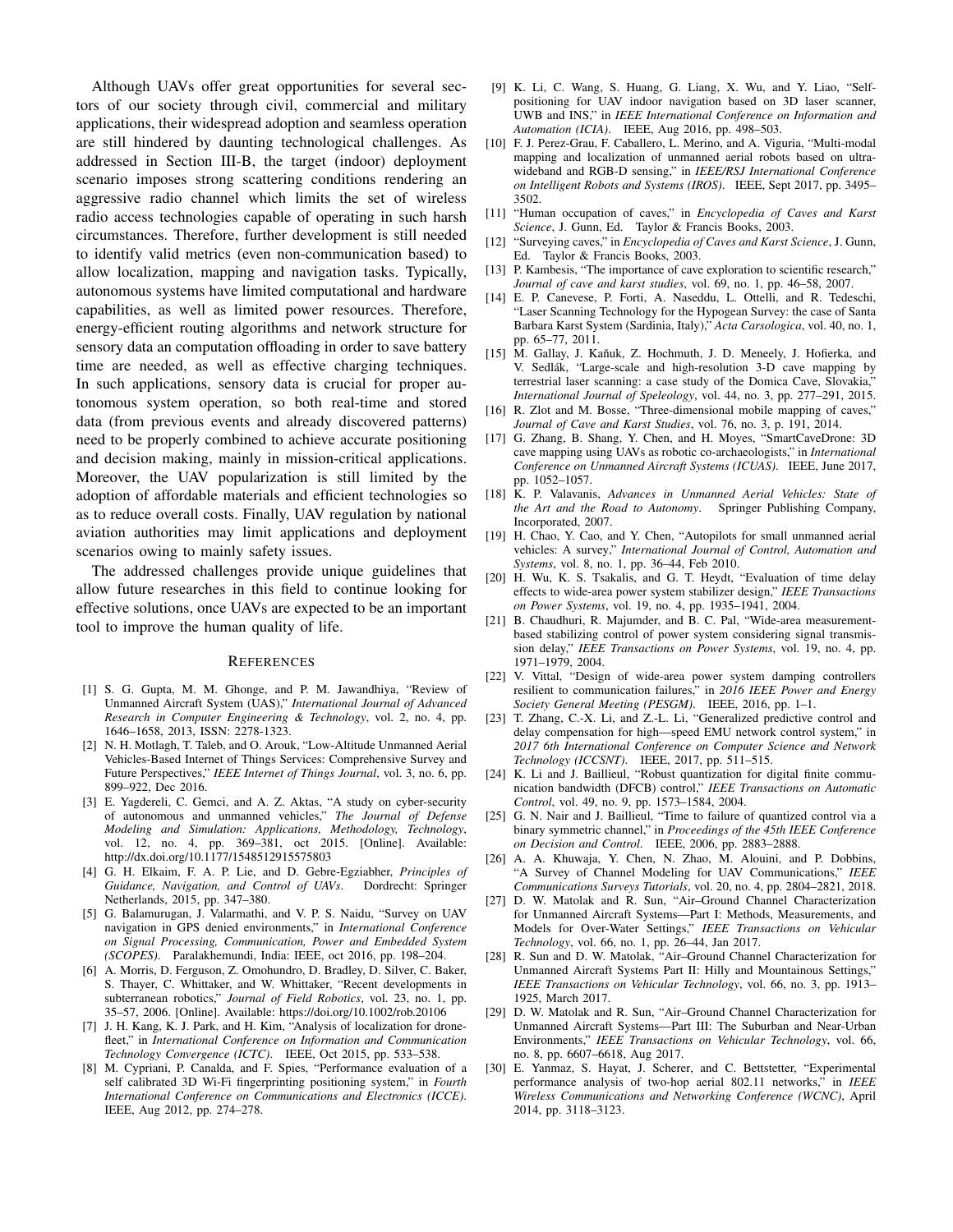Although UAVs offer great opportunities for several sectors of our society through civil, commercial and military applications, their widespread adoption and seamless operation are still hindered by daunting technological challenges. As addressed in Section III-B, the target (indoor) deployment scenario imposes strong scattering conditions rendering an aggressive radio channel which limits the set of wireless radio access technologies capable of operating in such harsh circumstances. Therefore, further development is still needed to identify valid metrics (even non-communication based) to allow localization, mapping and navigation tasks. Typically, autonomous systems have limited computational and hardware capabilities, as well as limited power resources. Therefore, energy-efficient routing algorithms and network structure for sensory data an computation offloading in order to save battery time are needed, as well as effective charging techniques. In such applications, sensory data is crucial for proper autonomous system operation, so both real-time and stored data (from previous events and already discovered patterns) need to be properly combined to achieve accurate positioning and decision making, mainly in mission-critical applications. Moreover, the UAV popularization is still limited by the adoption of affordable materials and efficient technologies so as to reduce overall costs. Finally, UAV regulation by national aviation authorities may limit applications and deployment scenarios owing to mainly safety issues.

The addressed challenges provide unique guidelines that allow future researches in this field to continue looking for effective solutions, once UAVs are expected to be an important tool to improve the human quality of life.

## References

[1] S. G. Gupta, M. M. Ghonge, and P. M. Jawandhiya, "Review of Unmanned Aircraft System (UAS)," *International Journal of Advanced Research in Computer Engineering & Technology*, vol. 2, no. 4, pp. 1646–1658, 2013, ISSN: 2278-1323.

[2] N. H. Motlagh, T. Taleb, and O. Arouk, "Low-Altitude Unmanned Aerial Vehicles-Based Internet of Things Services: Comprehensive Survey and Future Perspectives," *IEEE Internet of Things Journal*, vol. 3, no. 6, pp. 899–922, Dec 2016.

[3] E. Yagdereli, C. Gemci, and A. Z. Aktas, "A study on cyber-security of autonomous and unmanned vehicles," *The Journal of Defense Modeling and Simulation: Applications, Methodology, Technology*, vol. 12, no. 4, pp. 369–381, oct 2015. [Online]. Available: http://dx.doi.org/10.1177/1548512915575803

[4] G. H. Elkaim, F. A. P. Lie, and D. Gebre-Egziabher, *Principles of Guidance, Navigation, and Control of UAVs*. Dordrecht: Springer Netherlands, 2015, pp. 347–380.

[5] G. Balamurugan, J. Valarmathi, and V. P. S. Naidu, "Survey on UAV navigation in GPS denied environments," in *International Conference on Signal Processing, Communication, Power and Embedded System (SCOPES)*. Paralakhemundi, India: IEEE, oct 2016, pp. 198–204.

[6] A. Morris, D. Ferguson, Z. Omohundro, D. Bradley, D. Silver, C. Baker, S. Thayer, C. Whittaker, and W. Whittaker, "Recent developments in subterranean robotics," *Journal of Field Robotics*, vol. 23, no. 1, pp. 35–57, 2006. [Online]. Available: https://doi.org/10.1002/rob.20106

[7] J. H. Kang, K. J. Park, and H. Kim, "Analysis of localization for drone-fleet," in *International Conference on Information and Communication Technology Convergence (ICTC)*. IEEE, Oct 2015, pp. 533–538.

[8] M. Cypriani, P. Canalda, and F. Spies, "Performance evaluation of a self calibrated 3D Wi-Fi fingerprinting positioning system," in *Fourth International Conference on Communications and Electronics (ICCE)*. IEEE, Aug 2012, pp. 274–278.

[9] K. Li, C. Wang, S. Huang, G. Liang, X. Wu, and Y. Liao, "Self-positioning for UAV indoor navigation based on 3D laser scanner, UWB and INS," in *IEEE International Conference on Information and Automation (ICIA)*. IEEE, Aug 2016, pp. 498–503.

[10] F. J. Perez-Grau, F. Caballero, L. Merino, and A. Viguria, "Multi-modal mapping and localization of unmanned aerial robots based on ultra-wideband and RGB-D sensing," in *IEEE/RSJ International Conference on Intelligent Robots and Systems (IROS)*. IEEE, Sept 2017, pp. 3495–3502.

[11] "Human occupation of caves," in *Encyclopedia of Caves and Karst Science*, J. Gunn, Ed. Taylor & Francis Books, 2003.

[12] "Surveying caves," in *Encyclopedia of Caves and Karst Science*, J. Gunn, Ed. Taylor & Francis Books, 2003.

[13] P. Kambesis, "The importance of cave exploration to scientific research," *Journal of cave and karst studies*, vol. 69, no. 1, pp. 46–58, 2007.

[14] E. P. Canevese, P. Forti, A. Naseddu, L. Ottelli, and R. Tedeschi, "Laser Scanning Technology for the Hypogean Survey: the case of Santa Barbara Karst System (Sardinia, Italy)," *Acta Carsologica*, vol. 40, no. 1, pp. 65–77, 2011.

[15] M. Gallay, J. Kaňuk, Z. Hochmuth, J. D. Meneely, J. Hofierka, and V. Sedlák, "Large-scale and high-resolution 3-D cave mapping by terrestrial laser scanning: a case study of the Domica Cave, Slovakia," *International Journal of Speleology*, vol. 44, no. 3, pp. 277–291, 2015.

[16] R. Zlot and M. Bosse, "Three-dimensional mobile mapping of caves," *Journal of Cave and Karst Studies*, vol. 76, no. 3, p. 191, 2014.

[17] G. Zhang, B. Shang, Y. Chen, and H. Moyes, "SmartCaveDrone: 3D cave mapping using UAVs as robotic co-archaeologists," in *International Conference on Unmanned Aircraft Systems (ICUAS)*. IEEE, June 2017, pp. 1052–1057.

[18] K. P. Valavanis, *Advances in Unmanned Aerial Vehicles: State of the Art and the Road to Autonomy*. Springer Publishing Company, Incorporated, 2007.

[19] H. Chao, Y. Cao, and Y. Chen, "Autopilots for small unmanned aerial vehicles: A survey," *International Journal of Control, Automation and Systems*, vol. 8, no. 1, pp. 36–44, Feb 2010.

[20] H. Wu, K. S. Tsakalis, and G. T. Heydt, "Evaluation of time delay effects to wide-area power system stabilizer design," *IEEE Transactions on Power Systems*, vol. 19, no. 4, pp. 1935–1941, 2004.

[21] B. Chaudhuri, R. Majumder, and B. C. Pal, "Wide-area measurement-based stabilizing control of power system considering signal transmission delay," *IEEE Transactions on Power Systems*, vol. 19, no. 4, pp. 1971–1979, 2004.

[22] V. Vittal, "Design of wide-area power system damping controllers resilient to communication failures," in *2016 IEEE Power and Energy Society General Meeting (PESGM)*. IEEE, 2016, pp. 1–1.

[23] T. Zhang, C.-X. Li, and Z.-L. Li, "Generalized predictive control and delay compensation for high—speed EMU network control system," in *2017 6th International Conference on Computer Science and Network Technology (ICCSNT)*. IEEE, 2017, pp. 511–515.

[24] K. Li and J. Baillieul, "Robust quantization for digital finite communication bandwidth (DFCB) control," *IEEE Transactions on Automatic Control*, vol. 49, no. 9, pp. 1573–1584, 2004.

[25] G. N. Nair and J. Baillieul, "Time to failure of quantized control via a binary symmetric channel," in *Proceedings of the 45th IEEE Conference on Decision and Control*. IEEE, 2006, pp. 2883–2888.

[26] A. A. Khuwaja, Y. Chen, N. Zhao, M. Alouini, and P. Dobbins, "A Survey of Channel Modeling for UAV Communications," *IEEE Communications Surveys Tutorials*, vol. 20, no. 4, pp. 2804–2821, 2018.

[27] D. W. Matolak and R. Sun, "Air–Ground Channel Characterization for Unmanned Aircraft Systems—Part I: Methods, Measurements, and Models for Over-Water Settings," *IEEE Transactions on Vehicular Technology*, vol. 66, no. 1, pp. 26–44, Jan 2017.

[28] R. Sun and D. W. Matolak, "Air–Ground Channel Characterization for Unmanned Aircraft Systems Part II: Hilly and Mountainous Settings," *IEEE Transactions on Vehicular Technology*, vol. 66, no. 3, pp. 1913–1925, March 2017.

[29] D. W. Matolak and R. Sun, "Air–Ground Channel Characterization for Unmanned Aircraft Systems—Part III: The Suburban and Near-Urban Environments," *IEEE Transactions on Vehicular Technology*, vol. 66, no. 8, pp. 6607–6618, Aug 2017.

[30] E. Yanmaz, S. Hayat, J. Scherer, and C. Bettstetter, "Experimental performance analysis of two-hop aerial 802.11 networks," in *IEEE Wireless Communications and Networking Conference (WCNC)*, April 2014, pp. 3118–3123.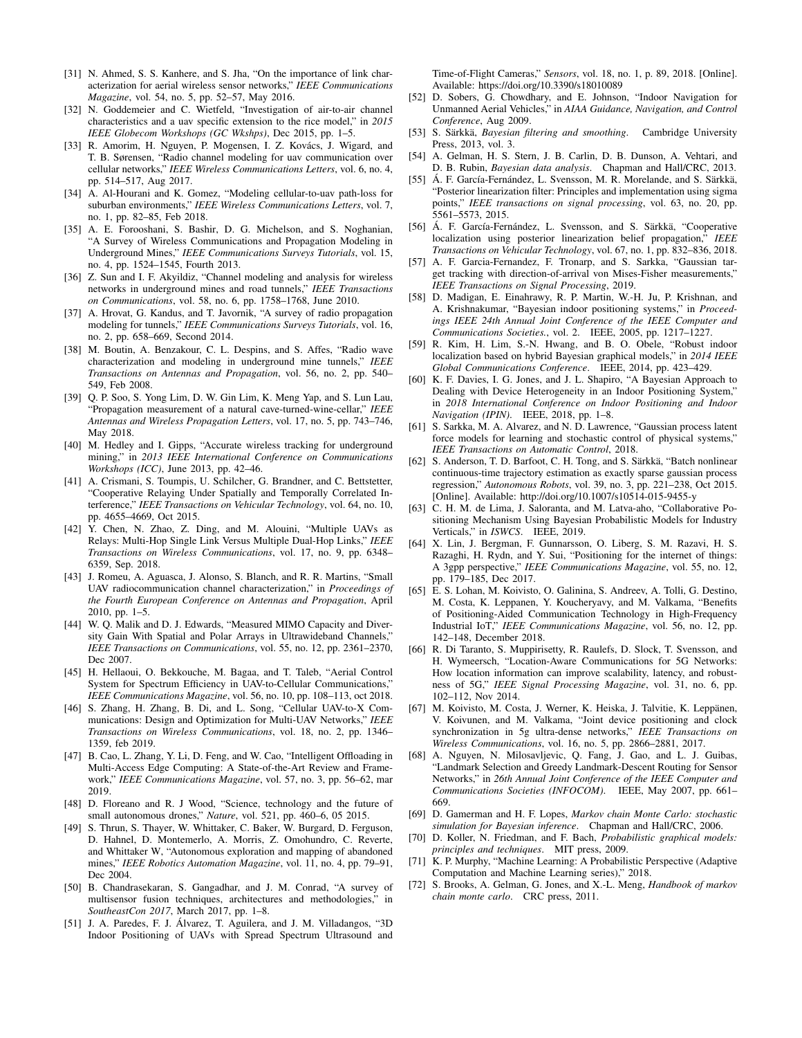[31] N. Ahmed, S. S. Kanhere, and S. Jha, "On the importance of link characterization for aerial wireless sensor networks," *IEEE Communications Magazine*, vol. 54, no. 5, pp. 52–57, May 2016.

[32] N. Goddemeier and C. Wietfeld, "Investigation of air-to-air channel characteristics and a uav specific extension to the rice model," in *2015 IEEE Globecom Workshops (GC Wkshps)*, Dec 2015, pp. 1–5.

[33] R. Amorim, H. Nguyen, P. Mogensen, I. Z. Kovács, J. Wigard, and T. B. Sørensen, "Radio channel modeling for uav communication over cellular networks," *IEEE Wireless Communications Letters*, vol. 6, no. 4, pp. 514–517, Aug 2017.

[34] A. Al-Hourani and K. Gomez, "Modeling cellular-to-uav path-loss for suburban environments," *IEEE Wireless Communications Letters*, vol. 7, no. 1, pp. 82–85, Feb 2018.

[35] A. E. Forooshani, S. Bashir, D. G. Michelson, and S. Noghanian, "A Survey of Wireless Communications and Propagation Modeling in Underground Mines," *IEEE Communications Surveys Tutorials*, vol. 15, no. 4, pp. 1524–1545, Fourth 2013.

[36] Z. Sun and I. F. Akyildiz, "Channel modeling and analysis for wireless networks in underground mines and road tunnels," *IEEE Transactions on Communications*, vol. 58, no. 6, pp. 1758–1768, June 2010.

[37] A. Hrovat, G. Kandus, and T. Javornik, "A survey of radio propagation modeling for tunnels," *IEEE Communications Surveys Tutorials*, vol. 16, no. 2, pp. 658–669, Second 2014.

[38] M. Boutin, A. Benzakour, C. L. Despins, and S. Affes, "Radio wave characterization and modeling in underground mine tunnels," *IEEE Transactions on Antennas and Propagation*, vol. 56, no. 2, pp. 540–549, Feb 2008.

[39] Q. P. Soo, S. Yong Lim, D. W. Gin Lim, K. Meng Yap, and S. Lun Lau, "Propagation measurement of a natural cave-turned-wine-cellar," *IEEE Antennas and Wireless Propagation Letters*, vol. 17, no. 5, pp. 743–746, May 2018.

[40] M. Hedley and I. Gipps, "Accurate wireless tracking for underground mining," in *2013 IEEE International Conference on Communications Workshops (ICC)*, June 2013, pp. 42–46.

[41] A. Crismani, S. Toumpis, U. Schilcher, G. Brandner, and C. Bettstetter, "Cooperative Relaying Under Spatially and Temporally Correlated Interference," *IEEE Transactions on Vehicular Technology*, vol. 64, no. 10, pp. 4655–4669, Oct 2015.

[42] Y. Chen, N. Zhao, Z. Ding, and M. Alouini, "Multiple UAVs as Relays: Multi-Hop Single Link Versus Multiple Dual-Hop Links," *IEEE Transactions on Wireless Communications*, vol. 17, no. 9, pp. 6348–6359, Sep. 2018.

[43] J. Romeu, A. Aguasca, J. Alonso, S. Blanch, and R. R. Martins, "Small UAV radiocommunication channel characterization," in *Proceedings of the Fourth European Conference on Antennas and Propagation*, April 2010, pp. 1–5.

[44] W. Q. Malik and D. J. Edwards, "Measured MIMO Capacity and Diversity Gain With Spatial and Polar Arrays in Ultrawideband Channels," *IEEE Transactions on Communications*, vol. 55, no. 12, pp. 2361–2370, Dec 2007.

[45] H. Hellaoui, O. Bekkouche, M. Bagaa, and T. Taleb, "Aerial Control System for Spectrum Efficiency in UAV-to-Cellular Communications," *IEEE Communications Magazine*, vol. 56, no. 10, pp. 108–113, oct 2018.

[46] S. Zhang, H. Zhang, B. Di, and L. Song, "Cellular UAV-to-X Communications: Design and Optimization for Multi-UAV Networks," *IEEE Transactions on Wireless Communications*, vol. 18, no. 2, pp. 1346–1359, feb 2019.

[47] B. Cao, L. Zhang, Y. Li, D. Feng, and W. Cao, "Intelligent Offloading in Multi-Access Edge Computing: A State-of-the-Art Review and Framework," *IEEE Communications Magazine*, vol. 57, no. 3, pp. 56–62, mar 2019.

[48] D. Floreano and R. J Wood, "Science, technology and the future of small autonomous drones," *Nature*, vol. 521, pp. 460–6, 05 2015.

[49] S. Thrun, S. Thayer, W. Whittaker, C. Baker, W. Burgard, D. Ferguson, D. Hahnel, D. Montemerlo, A. Morris, Z. Omohundro, C. Reverte, and Whittaker W, "Autonomous exploration and mapping of abandoned mines," *IEEE Robotics Automation Magazine*, vol. 11, no. 4, pp. 79–91, Dec 2004.

[50] B. Chandrasekaran, S. Gangadhar, and J. M. Conrad, "A survey of multisensor fusion techniques, architectures and methodologies," in *SoutheastCon 2017*, March 2017, pp. 1–8.

[51] J. A. Paredes, F. J. Álvarez, T. Aguilera, and J. M. Villadangos, "3D Indoor Positioning of UAVs with Spread Spectrum Ultrasound and Time-of-Flight Cameras," *Sensors*, vol. 18, no. 1, p. 89, 2018. [Online]. Available: https://doi.org/10.3390/s18010089

[52] D. Sobers, G. Chowdhary, and E. Johnson, "Indoor Navigation for Unmanned Aerial Vehicles," in *AIAA Guidance, Navigation, and Control Conference*, Aug 2009.

[53] S. Särkkä, *Bayesian filtering and smoothing*. Cambridge University Press, 2013, vol. 3.

[54] A. Gelman, H. S. Stern, J. B. Carlin, D. B. Dunson, A. Vehtari, and D. B. Rubin, *Bayesian data analysis*. Chapman and Hall/CRC, 2013.

[55] Á. F. García-Fernández, L. Svensson, M. R. Morelande, and S. Särkkä, "Posterior linearization filter: Principles and implementation using sigma points," *IEEE transactions on signal processing*, vol. 63, no. 20, pp. 5561–5573, 2015.

[56] Á. F. García-Fernández, L. Svensson, and S. Särkkä, "Cooperative localization using posterior linearization belief propagation," *IEEE Transactions on Vehicular Technology*, vol. 67, no. 1, pp. 832–836, 2018.

[57] A. F. Garcia-Fernandez, F. Tronarp, and S. Sarkka, "Gaussian target tracking with direction-of-arrival von Mises-Fisher measurements," *IEEE Transactions on Signal Processing*, 2019.

[58] D. Madigan, E. Einahrawy, R. P. Martin, W.-H. Ju, P. Krishnan, and A. Krishnakumar, "Bayesian indoor positioning systems," in *Proceedings IEEE 24th Annual Joint Conference of the IEEE Computer and Communications Societies.*, vol. 2. IEEE, 2005, pp. 1217–1227.

[59] R. Kim, H. Lim, S.-N. Hwang, and B. O. Obele, "Robust indoor localization based on hybrid Bayesian graphical models," in *2014 IEEE Global Communications Conference*. IEEE, 2014, pp. 423–429.

[60] K. F. Davies, I. G. Jones, and J. L. Shapiro, "A Bayesian Approach to Dealing with Device Heterogeneity in an Indoor Positioning System," in *2018 International Conference on Indoor Positioning and Indoor Navigation (IPIN)*. IEEE, 2018, pp. 1–8.

[61] S. Sarkka, M. A. Alvarez, and N. D. Lawrence, "Gaussian process latent force models for learning and stochastic control of physical systems," *IEEE Transactions on Automatic Control*, 2018.

[62] S. Anderson, T. D. Barfoot, C. H. Tong, and S. Särkkä, "Batch nonlinear continuous-time trajectory estimation as exactly sparse gaussian process regression," *Autonomous Robots*, vol. 39, no. 3, pp. 221–238, Oct 2015. [Online]. Available: http://doi.org/10.1007/s10514-015-9455-y

[63] C. H. M. de Lima, J. Saloranta, and M. Latva-aho, "Collaborative Positioning Mechanism Using Bayesian Probabilistic Models for Industry Verticals," in *ISWCS*. IEEE, 2019.

[64] X. Lin, J. Bergman, F. Gunnarsson, O. Liberg, S. M. Razavi, H. S. Razaghi, H. Rydn, and Y. Sui, "Positioning for the internet of things: A 3gpp perspective," *IEEE Communications Magazine*, vol. 55, no. 12, pp. 179–185, Dec 2017.

[65] E. S. Lohan, M. Koivisto, O. Galinina, S. Andreev, A. Tolli, G. Destino, M. Costa, K. Leppanen, Y. Koucheryavy, and M. Valkama, "Benefits of Positioning-Aided Communication Technology in High-Frequency Industrial IoT," *IEEE Communications Magazine*, vol. 56, no. 12, pp. 142–148, December 2018.

[66] R. Di Taranto, S. Muppirisetty, R. Raulefs, D. Slock, T. Svensson, and H. Wymeersch, "Location-Aware Communications for 5G Networks: How location information can improve scalability, latency, and robustness of 5G," *IEEE Signal Processing Magazine*, vol. 31, no. 6, pp. 102–112, Nov 2014.

[67] M. Koivisto, M. Costa, J. Werner, K. Heiska, J. Talvitie, K. Leppänen, V. Koivunen, and M. Valkama, "Joint device positioning and clock synchronization in 5g ultra-dense networks," *IEEE Transactions on Wireless Communications*, vol. 16, no. 5, pp. 2866–2881, 2017.

[68] A. Nguyen, N. Milosavljevic, Q. Fang, J. Gao, and L. J. Guibas, "Landmark Selection and Greedy Landmark-Descent Routing for Sensor Networks," in *26th Annual Joint Conference of the IEEE Computer and Communications Societies (INFOCOM)*. IEEE, May 2007, pp. 661–669.

[69] D. Gamerman and H. F. Lopes, *Markov chain Monte Carlo: stochastic simulation for Bayesian inference*. Chapman and Hall/CRC, 2006.

[70] D. Koller, N. Friedman, and F. Bach, *Probabilistic graphical models: principles and techniques*. MIT press, 2009.

[71] K. P. Murphy, "Machine Learning: A Probabilistic Perspective (Adaptive Computation and Machine Learning series)," 2018.

[72] S. Brooks, A. Gelman, G. Jones, and X.-L. Meng, *Handbook of markov chain monte carlo*. CRC press, 2011.